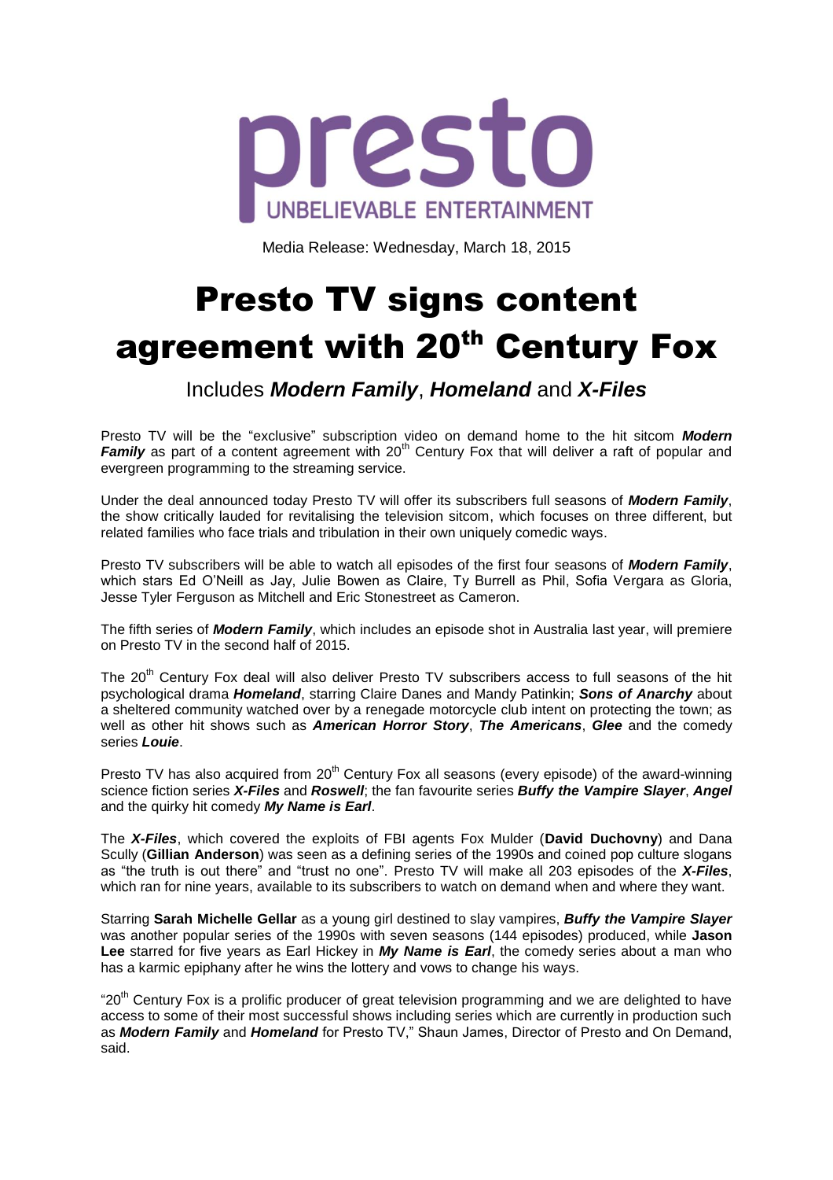presto

UNBELIEVABLE ENTERTAINMENT

Media Release: Wednesday, March 18, 2015

# Presto TV signs content agreement with 20th Century Fox

## Includes ***Modern Family***, ***Homeland*** and ***X-Files***

Presto TV will be the "exclusive" subscription video on demand home to the hit sitcom ***Modern Family*** as part of a content agreement with 20th Century Fox that will deliver a raft of popular and evergreen programming to the streaming service.

Under the deal announced today Presto TV will offer its subscribers full seasons of ***Modern Family***, the show critically lauded for revitalising the television sitcom, which focuses on three different, but related families who face trials and tribulation in their own uniquely comedic ways.

Presto TV subscribers will be able to watch all episodes of the first four seasons of ***Modern Family***, which stars Ed O'Neill as Jay, Julie Bowen as Claire, Ty Burrell as Phil, Sofia Vergara as Gloria, Jesse Tyler Ferguson as Mitchell and Eric Stonestreet as Cameron.

The fifth series of ***Modern Family***, which includes an episode shot in Australia last year, will premiere on Presto TV in the second half of 2015.

The 20th Century Fox deal will also deliver Presto TV subscribers access to full seasons of the hit psychological drama ***Homeland***, starring Claire Danes and Mandy Patinkin; ***Sons of Anarchy*** about a sheltered community watched over by a renegade motorcycle club intent on protecting the town; as well as other hit shows such as ***American Horror Story***, ***The Americans***, ***Glee*** and the comedy series ***Louie***.

Presto TV has also acquired from 20th Century Fox all seasons (every episode) of the award-winning science fiction series ***X-Files*** and ***Roswell***; the fan favourite series ***Buffy the Vampire Slayer***, ***Angel*** and the quirky hit comedy ***My Name is Earl***.

The ***X-Files***, which covered the exploits of FBI agents Fox Mulder (**David Duchovny**) and Dana Scully (**Gillian Anderson**) was seen as a defining series of the 1990s and coined pop culture slogans as "the truth is out there" and "trust no one". Presto TV will make all 203 episodes of the ***X-Files***, which ran for nine years, available to its subscribers to watch on demand when and where they want.

Starring **Sarah Michelle Gellar** as a young girl destined to slay vampires, ***Buffy the Vampire Slayer*** was another popular series of the 1990s with seven seasons (144 episodes) produced, while **Jason Lee** starred for five years as Earl Hickey in ***My Name is Earl***, the comedy series about a man who has a karmic epiphany after he wins the lottery and vows to change his ways.

"20th Century Fox is a prolific producer of great television programming and we are delighted to have access to some of their most successful shows including series which are currently in production such as ***Modern Family*** and ***Homeland*** for Presto TV," Shaun James, Director of Presto and On Demand, said.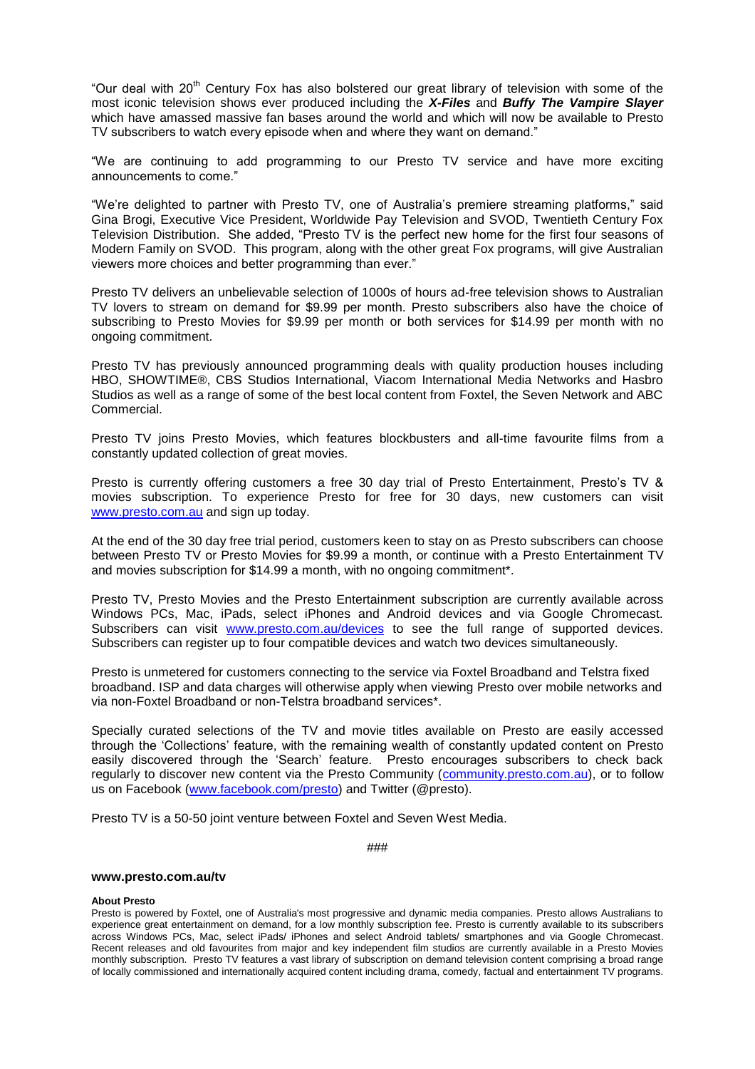"Our deal with 20th Century Fox has also bolstered our great library of television with some of the most iconic television shows ever produced including the ***X-Files*** and ***Buffy The Vampire Slayer*** which have amassed massive fan bases around the world and which will now be available to Presto TV subscribers to watch every episode when and where they want on demand."

"We are continuing to add programming to our Presto TV service and have more exciting announcements to come."

"We're delighted to partner with Presto TV, one of Australia's premiere streaming platforms," said Gina Brogi, Executive Vice President, Worldwide Pay Television and SVOD, Twentieth Century Fox Television Distribution. She added, "Presto TV is the perfect new home for the first four seasons of Modern Family on SVOD. This program, along with the other great Fox programs, will give Australian viewers more choices and better programming than ever."

Presto TV delivers an unbelievable selection of 1000s of hours ad-free television shows to Australian TV lovers to stream on demand for $9.99 per month. Presto subscribers also have the choice of subscribing to Presto Movies for $9.99 per month or both services for $14.99 per month with no ongoing commitment.

Presto TV has previously announced programming deals with quality production houses including HBO, SHOWTIME®, CBS Studios International, Viacom International Media Networks and Hasbro Studios as well as a range of some of the best local content from Foxtel, the Seven Network and ABC Commercial.

Presto TV joins Presto Movies, which features blockbusters and all-time favourite films from a constantly updated collection of great movies.

Presto is currently offering customers a free 30 day trial of Presto Entertainment, Presto's TV & movies subscription. To experience Presto for free for 30 days, new customers can visit [www.presto.com.au](www.presto.com.au) and sign up today.

At the end of the 30 day free trial period, customers keen to stay on as Presto subscribers can choose between Presto TV or Presto Movies for $9.99 a month, or continue with a Presto Entertainment TV and movies subscription for $14.99 a month, with no ongoing commitment*.

Presto TV, Presto Movies and the Presto Entertainment subscription are currently available across Windows PCs, Mac, iPads, select iPhones and Android devices and via Google Chromecast. Subscribers can visit [www.presto.com.au/devices](www.presto.com.au/devices) to see the full range of supported devices. Subscribers can register up to four compatible devices and watch two devices simultaneously.

Presto is unmetered for customers connecting to the service via Foxtel Broadband and Telstra fixed broadband. ISP and data charges will otherwise apply when viewing Presto over mobile networks and via non-Foxtel Broadband or non-Telstra broadband services*.

Specially curated selections of the TV and movie titles available on Presto are easily accessed through the 'Collections' feature, with the remaining wealth of constantly updated content on Presto easily discovered through the 'Search' feature. Presto encourages subscribers to check back regularly to discover new content via the Presto Community ([community.presto.com.au](community.presto.com.au)), or to follow us on Facebook ([www.facebook.com/presto](www.facebook.com/presto)) and Twitter (@presto).

Presto TV is a 50-50 joint venture between Foxtel and Seven West Media.

###

**www.presto.com.au/tv**

**About Presto**

Presto is powered by Foxtel, one of Australia's most progressive and dynamic media companies. Presto allows Australians to experience great entertainment on demand, for a low monthly subscription fee. Presto is currently available to its subscribers across Windows PCs, Mac, select iPads/ iPhones and select Android tablets/ smartphones and via Google Chromecast. Recent releases and old favourites from major and key independent film studios are currently available in a Presto Movies monthly subscription. Presto TV features a vast library of subscription on demand television content comprising a broad range of locally commissioned and internationally acquired content including drama, comedy, factual and entertainment TV programs.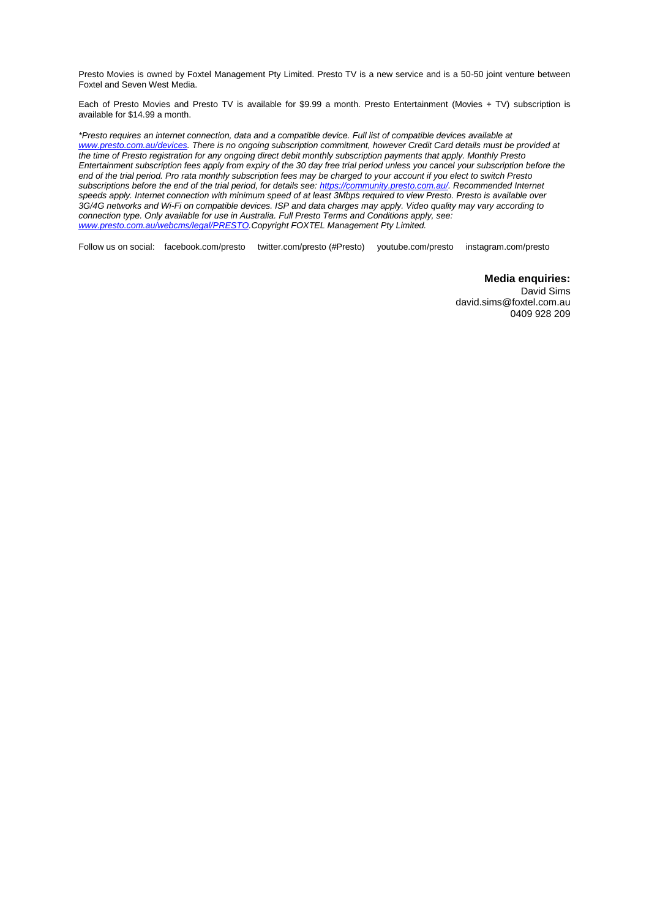Presto Movies is owned by Foxtel Management Pty Limited. Presto TV is a new service and is a 50-50 joint venture between Foxtel and Seven West Media.

Each of Presto Movies and Presto TV is available for $9.99 a month. Presto Entertainment (Movies + TV) subscription is available for $14.99 a month.

*\*Presto requires an internet connection, data and a compatible device. Full list of compatible devices available at [www.presto.com.au/devices](www.presto.com.au/devices). There is no ongoing subscription commitment, however Credit Card details must be provided at the time of Presto registration for any ongoing direct debit monthly subscription payments that apply. Monthly Presto Entertainment subscription fees apply from expiry of the 30 day free trial period unless you cancel your subscription before the end of the trial period. Pro rata monthly subscription fees may be charged to your account if you elect to switch Presto subscriptions before the end of the trial period, for details see: [https://community.presto.com.au/](https://community.presto.com.au/). Recommended Internet speeds apply. Internet connection with minimum speed of at least 3Mbps required to view Presto. Presto is available over 3G/4G networks and Wi-Fi on compatible devices. ISP and data charges may apply. Video quality may vary according to connection type. Only available for use in Australia. Full Presto Terms and Conditions apply, see: [www.presto.com.au/webcms/legal/PRESTO](www.presto.com.au/webcms/legal/PRESTO).Copyright FOXTEL Management Pty Limited.*

Follow us on social: facebook.com/presto twitter.com/presto (#Presto) youtube.com/presto instagram.com/presto

**Media enquiries:**
David Sims
david.sims@foxtel.com.au
0409 928 209